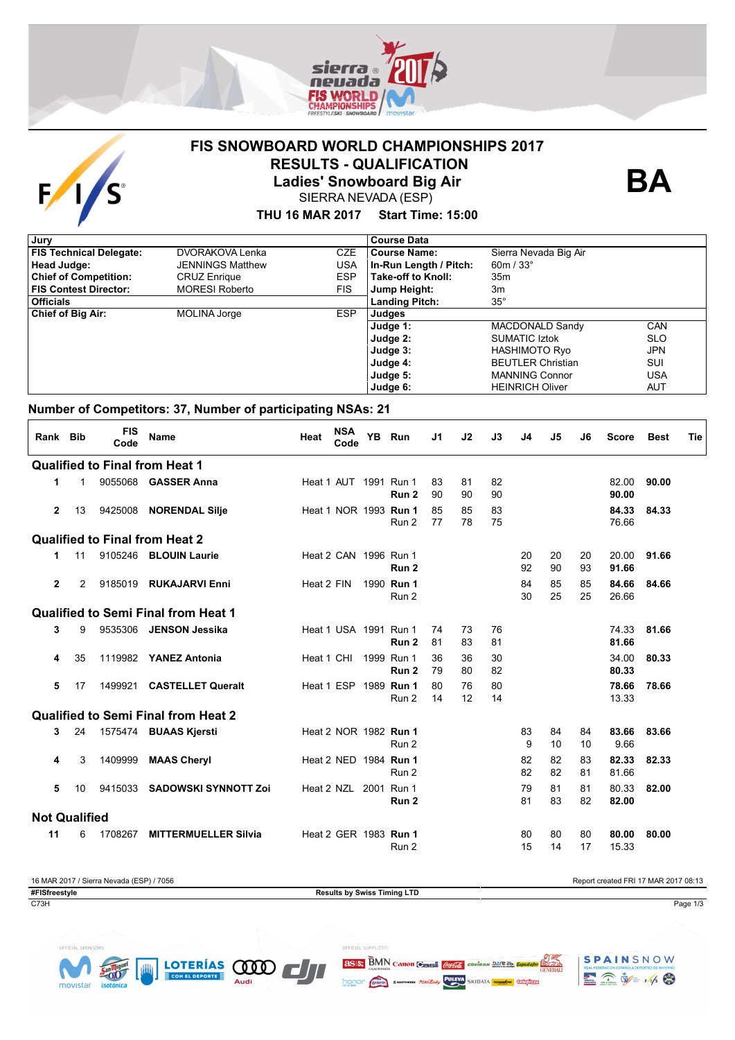# FIS SNOWBOARD WORLD CHAMPIONSHIPS 2017

## RESULTS - QUALIFICATION

## Ladies' Snowboard Big Air

SIERRA NEVADA (ESP)

**THU 16 MAR 2017 Start Time: 15:00**

**BA**

| Jury | | |
|---|---|---|
| **FIS Technical Delegate:** | DVORAKOVA Lenka | CZE |
| **Head Judge:** | JENNINGS Matthew | USA |
| **Chief of Competition:** | CRUZ Enrique | ESP |
| **FIS Contest Director:** | MORESI Roberto | FIS |
| **Officials** | | |
| **Chief of Big Air:** | MOLINA Jorge | ESP |

| Course Data | | |
|---|---|---|
| **Course Name:** | Sierra Nevada Big Air | |
| **In-Run Length / Pitch:** | 60m / 33° | |
| **Take-off to Knoll:** | 35m | |
| **Jump Height:** | 3m | |
| **Landing Pitch:** | 35° | |
| **Judges** | | |
| **Judge 1:** | MACDONALD Sandy | CAN |
| **Judge 2:** | SUMATIC Iztok | SLO |
| **Judge 3:** | HASHIMOTO Ryo | JPN |
| **Judge 4:** | BEUTLER Christian | SUI |
| **Judge 5:** | MANNING Connor | USA |
| **Judge 6:** | HEINRICH Oliver | AUT |

### Number of Competitors: 37, Number of participating NSAs: 21

| Rank | Bib | FIS Code | Name | Heat | NSA Code | YB | Run | J1 | J2 | J3 | J4 | J5 | J6 | Score | Best | Tie |
|---|---|---|---|---|---|---|---|---|---|---|---|---|---|---|---|---|
| **Qualified to Final from Heat 1** | | | | | | | | | | | | | | | | |
| **1** | 1 | 9055068 | **GASSER Anna** | Heat 1 | AUT | 1991 | Run 1 | 83 | 81 | 82 | | | | 82.00 | **90.00** | |
| | | | | | | | **Run 2** | 90 | 90 | 90 | | | | **90.00** | | |
| **2** | 13 | 9425008 | **NORENDAL Silje** | Heat 1 | NOR | 1993 | **Run 1** | 85 | 85 | 83 | | | | **84.33** | **84.33** | |
| | | | | | | | Run 2 | 77 | 78 | 75 | | | | 76.66 | | |
| **Qualified to Final from Heat 2** | | | | | | | | | | | | | | | | |
| **1** | 11 | 9105246 | **BLOUIN Laurie** | Heat 2 | CAN | 1996 | Run 1 | | | | 20 | 20 | 20 | 20.00 | **91.66** | |
| | | | | | | | **Run 2** | | | | 92 | 90 | 93 | **91.66** | | |
| **2** | 2 | 9185019 | **RUKAJARVI Enni** | Heat 2 | FIN | 1990 | **Run 1** | | | | 84 | 85 | 85 | **84.66** | **84.66** | |
| | | | | | | | Run 2 | | | | 30 | 25 | 25 | 26.66 | | |
| **Qualified to Semi Final from Heat 1** | | | | | | | | | | | | | | | | |
| **3** | 9 | 9535306 | **JENSON Jessika** | Heat 1 | USA | 1991 | Run 1 | 74 | 73 | 76 | | | | 74.33 | **81.66** | |
| | | | | | | | **Run 2** | 81 | 83 | 81 | | | | **81.66** | | |
| **4** | 35 | 1119982 | **YANEZ Antonia** | Heat 1 | CHI | 1999 | Run 1 | 36 | 36 | 30 | | | | 34.00 | **80.33** | |
| | | | | | | | **Run 2** | 79 | 80 | 82 | | | | **80.33** | | |
| **5** | 17 | 1499921 | **CASTELLET Queralt** | Heat 1 | ESP | 1989 | **Run 1** | 80 | 76 | 80 | | | | **78.66** | **78.66** | |
| | | | | | | | Run 2 | 14 | 12 | 14 | | | | 13.33 | | |
| **Qualified to Semi Final from Heat 2** | | | | | | | | | | | | | | | | |
| **3** | 24 | 1575474 | **BUAAS Kjersti** | Heat 2 | NOR | 1982 | **Run 1** | | | | 83 | 84 | 84 | **83.66** | **83.66** | |
| | | | | | | | Run 2 | | | | 9 | 10 | 10 | 9.66 | | |
| **4** | 3 | 1409999 | **MAAS Cheryl** | Heat 2 | NED | 1984 | **Run 1** | | | | 82 | 82 | 83 | **82.33** | **82.33** | |
| | | | | | | | Run 2 | | | | 82 | 82 | 81 | 81.66 | | |
| **5** | 10 | 9415033 | **SADOWSKI SYNNOTT Zoi** | Heat 2 | NZL | 2001 | Run 1 | | | | 79 | 81 | 81 | 80.33 | **82.00** | |
| | | | | | | | **Run 2** | | | | 81 | 83 | 82 | **82.00** | | |
| **Not Qualified** | | | | | | | | | | | | | | | | |
| **11** | 6 | 1708267 | **MITTERMUELLER Silvia** | Heat 2 | GER | 1983 | **Run 1** | | | | 80 | 80 | 80 | **80.00** | **80.00** | |
| | | | | | | | Run 2 | | | | 15 | 14 | 17 | 15.33 | | |

16 MAR 2017 / Sierra Nevada (ESP) / 7056

Report created FRI 17 MAR 2017 08:13

#FISfreestyle

Results by Swiss Timing LTD

C73H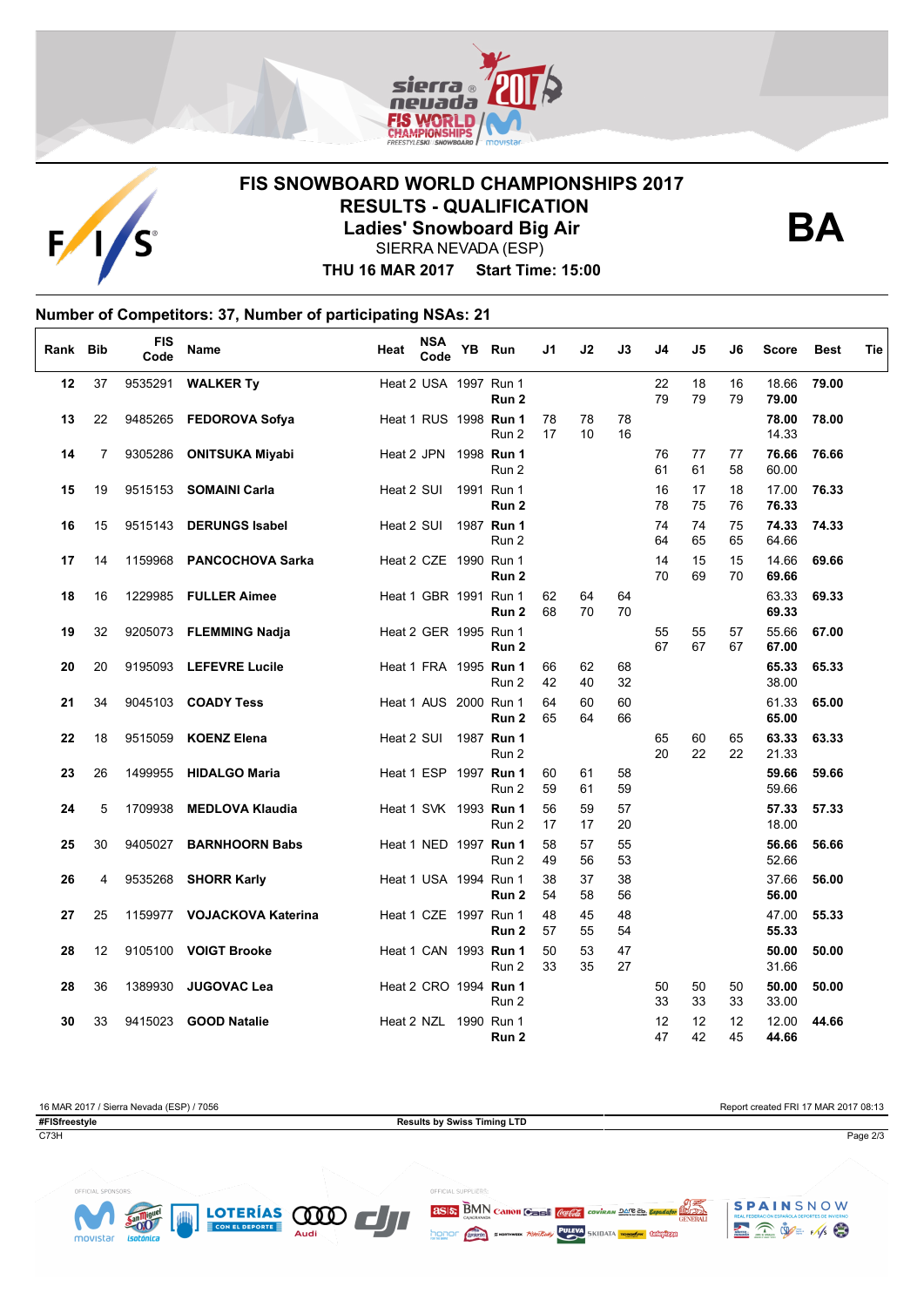# FIS SNOWBOARD WORLD CHAMPIONSHIPS 2017

## RESULTS - QUALIFICATION

## Ladies' Snowboard Big Air

SIERRA NEVADA (ESP)

**THU 16 MAR 2017 Start Time: 15:00**

**BA**

### Number of Competitors: 37, Number of participating NSAs: 21

| Rank | Bib | FIS Code | Name | Heat | NSA Code | YB | Run | J1 | J2 | J3 | J4 | J5 | J6 | Score | Best | Tie |
|---|---|---|---|---|---|---|---|---|---|---|---|---|---|---|---|---|
| 12 | 37 | 9535291 | **WALKER Ty** | Heat 2 | USA | 1997 | Run 1 | | | | 22 | 18 | 16 | 18.66 | **79.00** | |
| | | | | | | | **Run 2** | | | | 79 | 79 | 79 | **79.00** | | |
| 13 | 22 | 9485265 | **FEDOROVA Sofya** | Heat 1 | RUS | 1998 | **Run 1** | 78 | 78 | 78 | | | | **78.00** | **78.00** | |
| | | | | | | | Run 2 | 17 | 10 | 16 | | | | 14.33 | | |
| 14 | 7 | 9305286 | **ONITSUKA Miyabi** | Heat 2 | JPN | 1998 | **Run 1** | | | | 76 | 77 | 77 | **76.66** | **76.66** | |
| | | | | | | | Run 2 | | | | 61 | 61 | 58 | 60.00 | | |
| 15 | 19 | 9515153 | **SOMAINI Carla** | Heat 2 | SUI | 1991 | Run 1 | | | | 16 | 17 | 18 | 17.00 | **76.33** | |
| | | | | | | | **Run 2** | | | | 78 | 75 | 76 | **76.33** | | |
| 16 | 15 | 9515143 | **DERUNGS Isabel** | Heat 2 | SUI | 1987 | **Run 1** | | | | 74 | 74 | 75 | **74.33** | **74.33** | |
| | | | | | | | Run 2 | | | | 64 | 65 | 65 | 64.66 | | |
| 17 | 14 | 1159968 | **PANCOCHOVA Sarka** | Heat 2 | CZE | 1990 | Run 1 | | | | 14 | 15 | 15 | 14.66 | **69.66** | |
| | | | | | | | **Run 2** | | | | 70 | 69 | 70 | **69.66** | | |
| 18 | 16 | 1229985 | **FULLER Aimee** | Heat 1 | GBR | 1991 | Run 1 | 62 | 64 | 64 | | | | 63.33 | **69.33** | |
| | | | | | | | **Run 2** | 68 | 70 | 70 | | | | **69.33** | | |
| 19 | 32 | 9205073 | **FLEMMING Nadja** | Heat 2 | GER | 1995 | Run 1 | | | | 55 | 55 | 57 | 55.66 | **67.00** | |
| | | | | | | | **Run 2** | | | | 67 | 67 | 67 | **67.00** | | |
| 20 | 20 | 9195093 | **LEFEVRE Lucile** | Heat 1 | FRA | 1995 | **Run 1** | 66 | 62 | 68 | | | | **65.33** | **65.33** | |
| | | | | | | | Run 2 | 42 | 40 | 32 | | | | 38.00 | | |
| 21 | 34 | 9045103 | **COADY Tess** | Heat 1 | AUS | 2000 | Run 1 | 64 | 60 | 60 | | | | 61.33 | **65.00** | |
| | | | | | | | **Run 2** | 65 | 64 | 66 | | | | **65.00** | | |
| 22 | 18 | 9515059 | **KOENZ Elena** | Heat 2 | SUI | 1987 | **Run 1** | | | | 65 | 60 | 65 | **63.33** | **63.33** | |
| | | | | | | | Run 2 | | | | 20 | 22 | 22 | 21.33 | | |
| 23 | 26 | 1499955 | **HIDALGO Maria** | Heat 1 | ESP | 1997 | **Run 1** | 60 | 61 | 58 | | | | **59.66** | **59.66** | |
| | | | | | | | Run 2 | 59 | 61 | 59 | | | | 59.66 | | |
| 24 | 5 | 1709938 | **MEDLOVA Klaudia** | Heat 1 | SVK | 1993 | **Run 1** | 56 | 59 | 57 | | | | **57.33** | **57.33** | |
| | | | | | | | Run 2 | 17 | 17 | 20 | | | | 18.00 | | |
| 25 | 30 | 9405027 | **BARNHOORN Babs** | Heat 1 | NED | 1997 | **Run 1** | 58 | 57 | 55 | | | | **56.66** | **56.66** | |
| | | | | | | | Run 2 | 49 | 56 | 53 | | | | 52.66 | | |
| 26 | 4 | 9535268 | **SHORR Karly** | Heat 1 | USA | 1994 | Run 1 | 38 | 37 | 38 | | | | 37.66 | **56.00** | |
| | | | | | | | **Run 2** | 54 | 58 | 56 | | | | **56.00** | | |
| 27 | 25 | 1159977 | **VOJACKOVA Katerina** | Heat 1 | CZE | 1997 | Run 1 | 48 | 45 | 48 | | | | 47.00 | **55.33** | |
| | | | | | | | **Run 2** | 57 | 55 | 54 | | | | **55.33** | | |
| 28 | 12 | 9105100 | **VOIGT Brooke** | Heat 1 | CAN | 1993 | **Run 1** | 50 | 53 | 47 | | | | **50.00** | **50.00** | |
| | | | | | | | Run 2 | 33 | 35 | 27 | | | | 31.66 | | |
| 28 | 36 | 1389930 | **JUGOVAC Lea** | Heat 2 | CRO | 1994 | **Run 1** | | | | 50 | 50 | 50 | **50.00** | **50.00** | |
| | | | | | | | Run 2 | | | | 33 | 33 | 33 | 33.00 | | |
| 30 | 33 | 9415023 | **GOOD Natalie** | Heat 2 | NZL | 1990 | Run 1 | | | | 12 | 12 | 12 | 12.00 | **44.66** | |
| | | | | | | | **Run 2** | | | | 47 | 42 | 45 | **44.66** | | |

16 MAR 2017 / Sierra Nevada (ESP) / 7056 — Report created FRI 17 MAR 2017 08:13

#FISfreestyle — Results by Swiss Timing LTD

C73H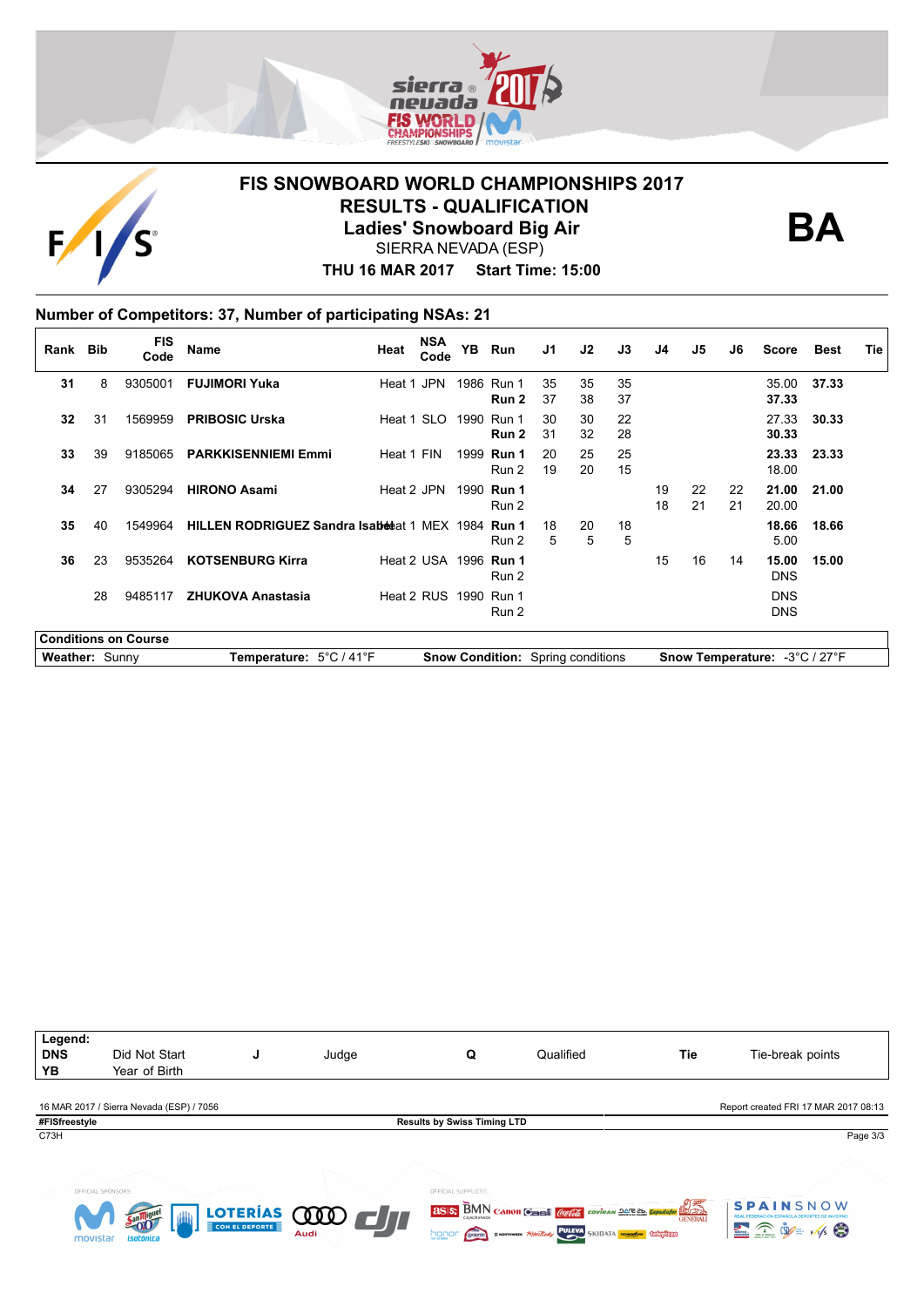# FIS SNOWBOARD WORLD CHAMPIONSHIPS 2017

## RESULTS - QUALIFICATION

## Ladies' Snowboard Big Air

SIERRA NEVADA (ESP)

**THU 16 MAR 2017 Start Time: 15:00**

**BA**

### Number of Competitors: 37, Number of participating NSAs: 21

| Rank | Bib | FIS Code | Name | Heat | NSA Code | YB | Run | J1 | J2 | J3 | J4 | J5 | J6 | Score | Best | Tie |
|---|---|---|---|---|---|---|---|---|---|---|---|---|---|---|---|---|
| **31** | 8 | 9305001 | **FUJIMORI Yuka** | Heat 1 | JPN | 1986 | Run 1 | 35 | 35 | 35 | | | | 35.00 | **37.33** | |
| | | | | | | | **Run 2** | 37 | 38 | 37 | | | | **37.33** | | |
| **32** | 31 | 1569959 | **PRIBOSIC Urska** | Heat 1 | SLO | 1990 | Run 1 | 30 | 30 | 22 | | | | 27.33 | **30.33** | |
| | | | | | | | **Run 2** | 31 | 32 | 28 | | | | **30.33** | | |
| **33** | 39 | 9185065 | **PARKKISENNIEMI Emmi** | Heat 1 | FIN | 1999 | **Run 1** | 20 | 25 | 25 | | | | **23.33** | **23.33** | |
| | | | | | | | Run 2 | 19 | 20 | 15 | | | | 18.00 | | |
| **34** | 27 | 9305294 | **HIRONO Asami** | Heat 2 | JPN | 1990 | **Run 1** | | | | 19 | 22 | 22 | **21.00** | **21.00** | |
| | | | | | | | Run 2 | | | | 18 | 21 | 21 | 20.00 | | |
| **35** | 40 | 1549964 | **HILLEN RODRIGUEZ Sandra Isabel** | Heat 1 | MEX | 1984 | **Run 1** | 18 | 20 | 18 | | | | **18.66** | **18.66** | |
| | | | | | | | Run 2 | 5 | 5 | 5 | | | | 5.00 | | |
| **36** | 23 | 9535264 | **KOTSENBURG Kirra** | Heat 2 | USA | 1996 | **Run 1** | | | | 15 | 16 | 14 | **15.00** | **15.00** | |
| | | | | | | | Run 2 | | | | | | | DNS | | |
| | 28 | 9485117 | **ZHUKOVA Anastasia** | Heat 2 | RUS | 1990 | Run 1 | | | | | | | DNS | | |
| | | | | | | | Run 2 | | | | | | | DNS | | |

**Conditions on Course**

**Weather:** Sunny | **Temperature:** 5°C / 41°F | **Snow Condition:** Spring conditions | **Snow Temperature:** -3°C / 27°F

**Legend:**

| | | | | | | | |
|---|---|---|---|---|---|---|---|
| **DNS** | Did Not Start | **J** | Judge | **Q** | Qualified | **Tie** | Tie-break points |
| **YB** | Year of Birth | | | | | | |

16 MAR 2017 / Sierra Nevada (ESP) / 7056 — Report created FRI 17 MAR 2017 08:13

#FISfreestyle — Results by Swiss Timing LTD

C73H